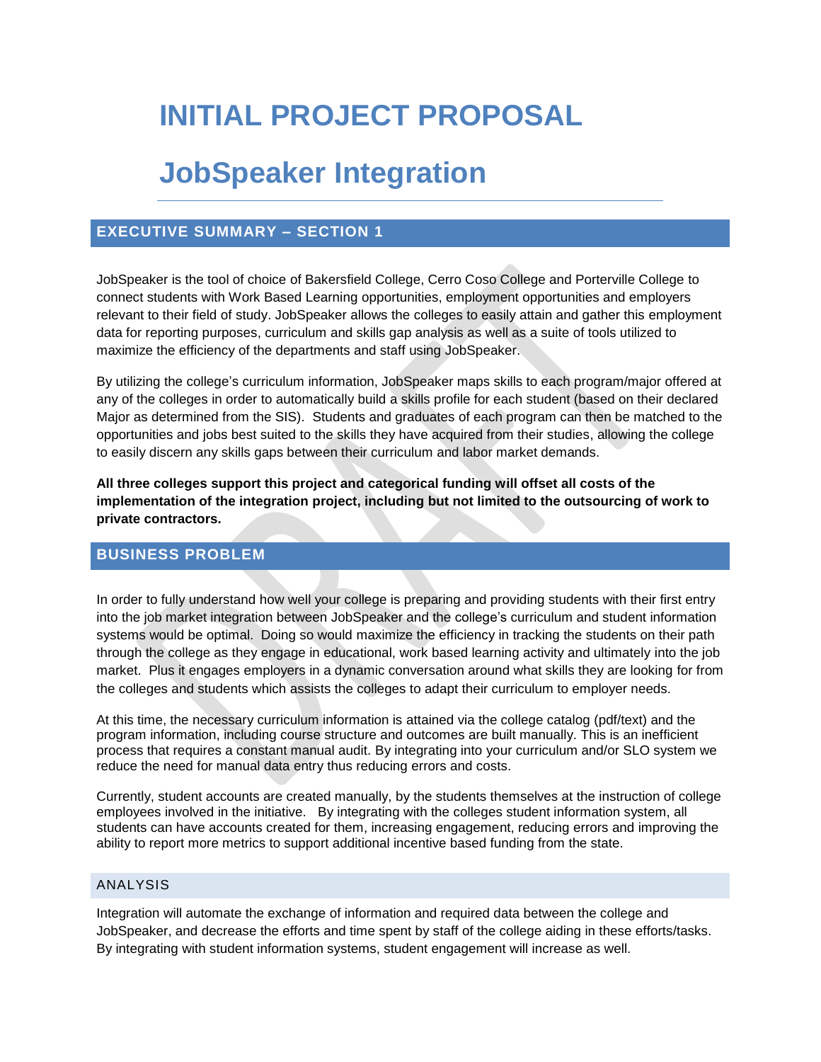# INITIAL PROJECT PROPOSAL

# JobSpeaker Integration

## EXECUTIVE SUMMARY – SECTION 1

JobSpeaker is the tool of choice of Bakersfield College, Cerro Coso College and Porterville College to connect students with Work Based Learning opportunities, employment opportunities and employers relevant to their field of study. JobSpeaker allows the colleges to easily attain and gather this employment data for reporting purposes, curriculum and skills gap analysis as well as a suite of tools utilized to maximize the efficiency of the departments and staff using JobSpeaker.

By utilizing the college's curriculum information, JobSpeaker maps skills to each program/major offered at any of the colleges in order to automatically build a skills profile for each student (based on their declared Major as determined from the SIS). Students and graduates of each program can then be matched to the opportunities and jobs best suited to the skills they have acquired from their studies, allowing the college to easily discern any skills gaps between their curriculum and labor market demands.

**All three colleges support this project and categorical funding will offset all costs of the implementation of the integration project, including but not limited to the outsourcing of work to private contractors.**

## BUSINESS PROBLEM

In order to fully understand how well your college is preparing and providing students with their first entry into the job market integration between JobSpeaker and the college's curriculum and student information systems would be optimal. Doing so would maximize the efficiency in tracking the students on their path through the college as they engage in educational, work based learning activity and ultimately into the job market. Plus it engages employers in a dynamic conversation around what skills they are looking for from the colleges and students which assists the colleges to adapt their curriculum to employer needs.

At this time, the necessary curriculum information is attained via the college catalog (pdf/text) and the program information, including course structure and outcomes are built manually. This is an inefficient process that requires a constant manual audit. By integrating into your curriculum and/or SLO system we reduce the need for manual data entry thus reducing errors and costs.

Currently, student accounts are created manually, by the students themselves at the instruction of college employees involved in the initiative. By integrating with the colleges student information system, all students can have accounts created for them, increasing engagement, reducing errors and improving the ability to report more metrics to support additional incentive based funding from the state.

### ANALYSIS

Integration will automate the exchange of information and required data between the college and JobSpeaker, and decrease the efforts and time spent by staff of the college aiding in these efforts/tasks. By integrating with student information systems, student engagement will increase as well.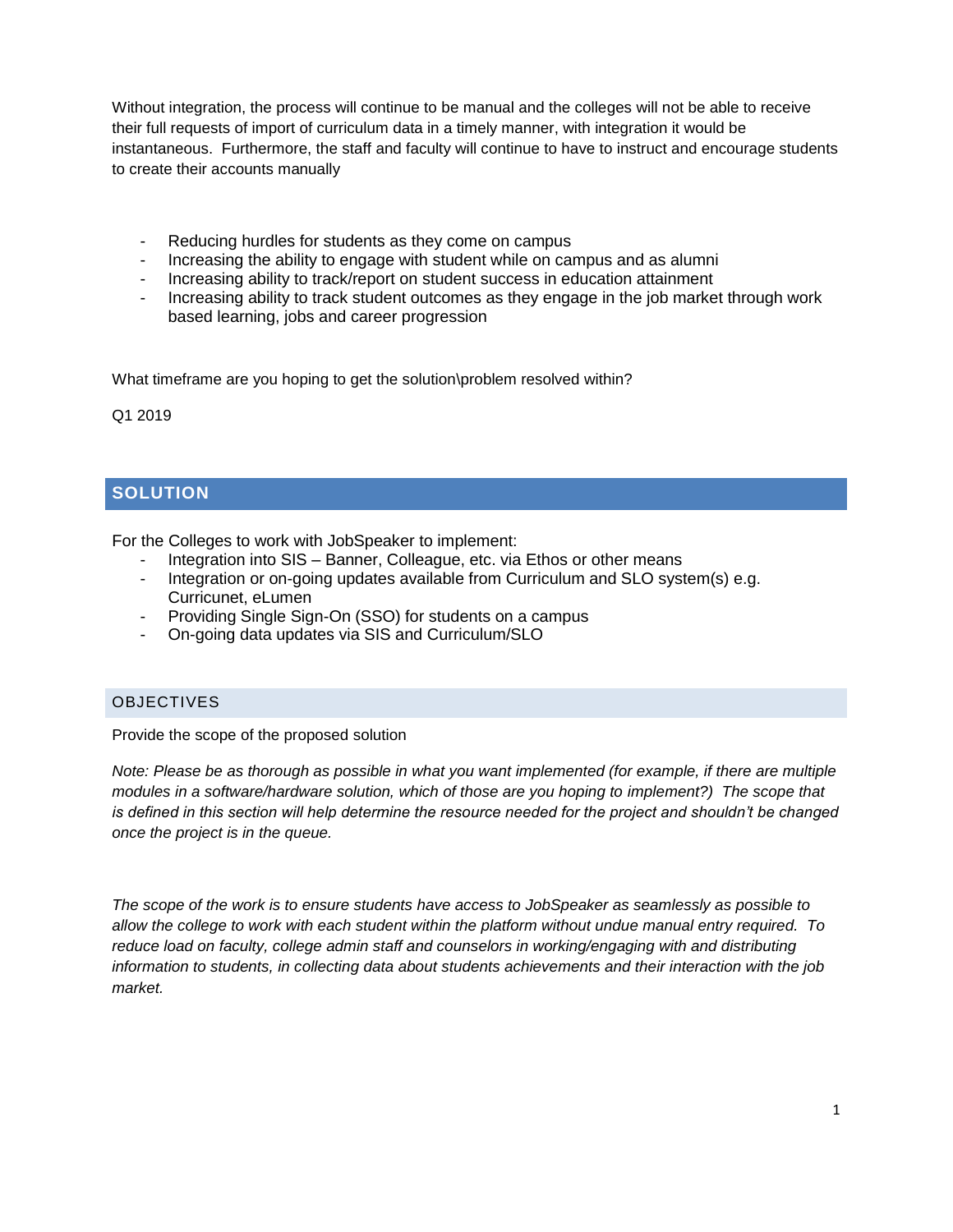Without integration, the process will continue to be manual and the colleges will not be able to receive their full requests of import of curriculum data in a timely manner, with integration it would be instantaneous. Furthermore, the staff and faculty will continue to have to instruct and encourage students to create their accounts manually

- Reducing hurdles for students as they come on campus
- Increasing the ability to engage with student while on campus and as alumni
- Increasing ability to track/report on student success in education attainment
- Increasing ability to track student outcomes as they engage in the job market through work based learning, jobs and career progression

What timeframe are you hoping to get the solution\problem resolved within?

Q1 2019

## SOLUTION

For the Colleges to work with JobSpeaker to implement:

- Integration into SIS – Banner, Colleague, etc. via Ethos or other means
- Integration or on-going updates available from Curriculum and SLO system(s) e.g. Curricunet, eLumen
- Providing Single Sign-On (SSO) for students on a campus
- On-going data updates via SIS and Curriculum/SLO

### OBJECTIVES

Provide the scope of the proposed solution

*Note: Please be as thorough as possible in what you want implemented (for example, if there are multiple modules in a software/hardware solution, which of those are you hoping to implement?) The scope that is defined in this section will help determine the resource needed for the project and shouldn't be changed once the project is in the queue.*

*The scope of the work is to ensure students have access to JobSpeaker as seamlessly as possible to allow the college to work with each student within the platform without undue manual entry required. To reduce load on faculty, college admin staff and counselors in working/engaging with and distributing information to students, in collecting data about students achievements and their interaction with the job market.*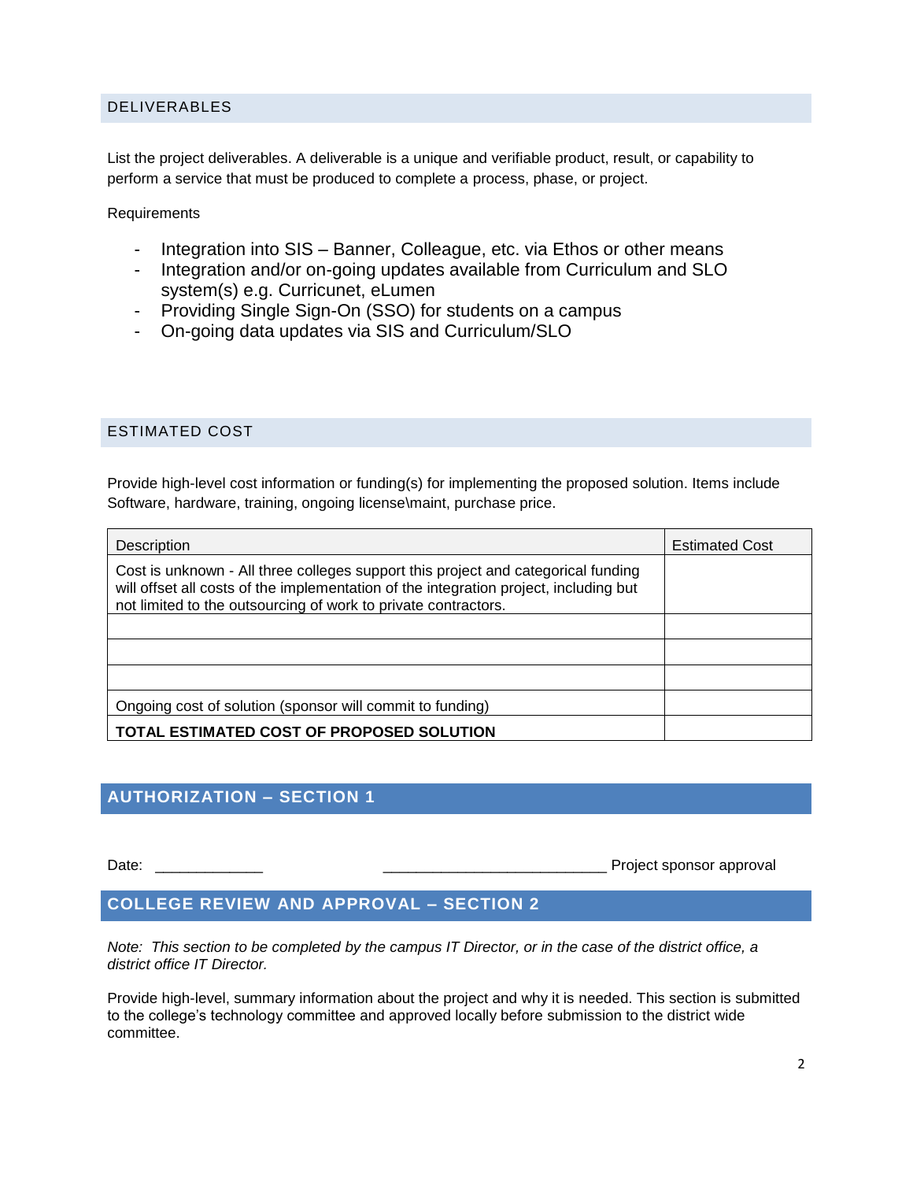## DELIVERABLES

List the project deliverables. A deliverable is a unique and verifiable product, result, or capability to perform a service that must be produced to complete a process, phase, or project.

Requirements

- Integration into SIS – Banner, Colleague, etc. via Ethos or other means
- Integration and/or on-going updates available from Curriculum and SLO system(s) e.g. Curricunet, eLumen
- Providing Single Sign-On (SSO) for students on a campus
- On-going data updates via SIS and Curriculum/SLO

## ESTIMATED COST

Provide high-level cost information or funding(s) for implementing the proposed solution. Items include Software, hardware, training, ongoing license\maint, purchase price.

| Description | Estimated Cost |
|---|---|
| Cost is unknown - All three colleges support this project and categorical funding will offset all costs of the implementation of the integration project, including but not limited to the outsourcing of work to private contractors. | |
| | |
| | |
| | |
| Ongoing cost of solution (sponsor will commit to funding) | |
| **TOTAL ESTIMATED COST OF PROPOSED SOLUTION** | |

## AUTHORIZATION – SECTION 1

Date: _____________ ___________________________ Project sponsor approval

## COLLEGE REVIEW AND APPROVAL – SECTION 2

*Note: This section to be completed by the campus IT Director, or in the case of the district office, a district office IT Director.*

Provide high-level, summary information about the project and why it is needed. This section is submitted to the college's technology committee and approved locally before submission to the district wide committee.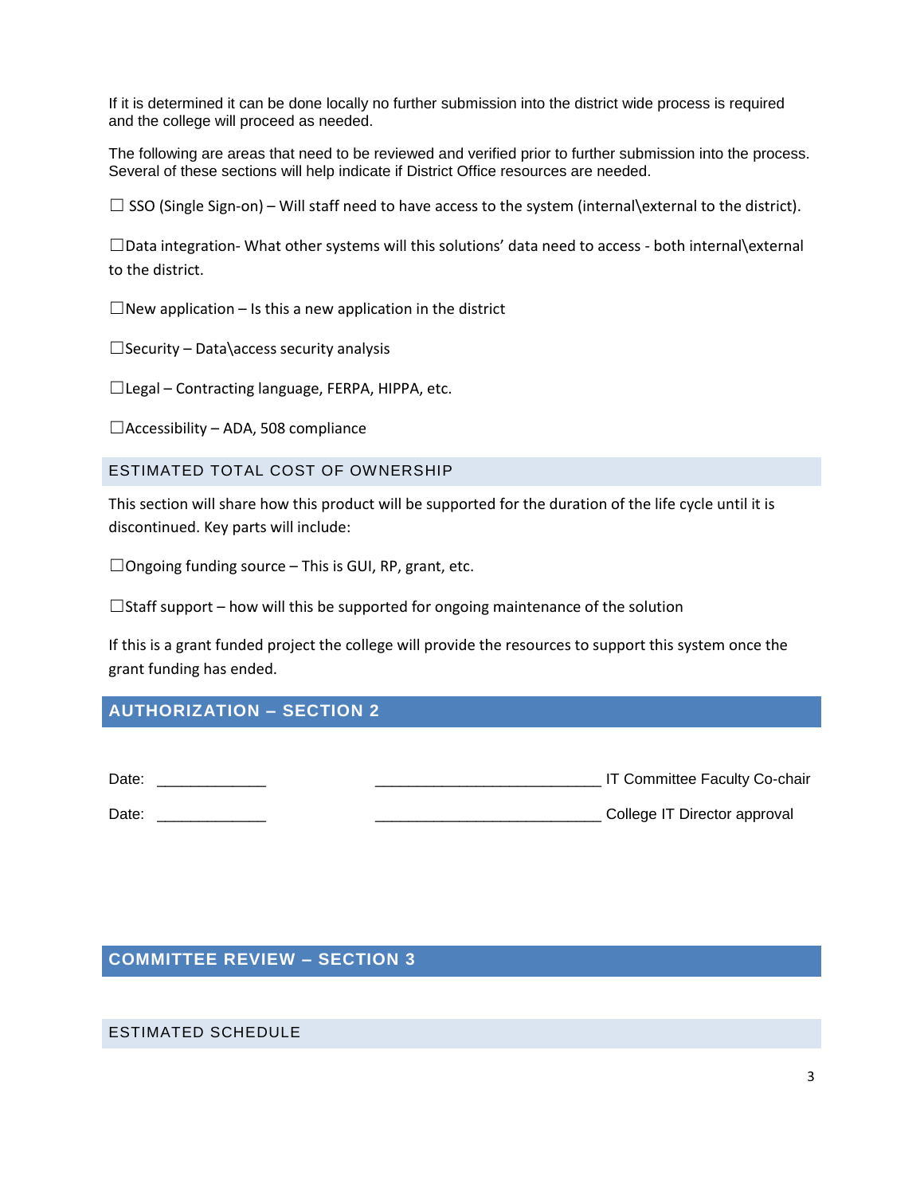If it is determined it can be done locally no further submission into the district wide process is required and the college will proceed as needed.

The following are areas that need to be reviewed and verified prior to further submission into the process. Several of these sections will help indicate if District Office resources are needed.

☐ SSO (Single Sign-on) – Will staff need to have access to the system (internal\external to the district).

☐Data integration- What other systems will this solutions' data need to access - both internal\external to the district.

☐New application – Is this a new application in the district

☐Security – Data\access security analysis

☐Legal – Contracting language, FERPA, HIPPA, etc.

☐Accessibility – ADA, 508 compliance

### ESTIMATED TOTAL COST OF OWNERSHIP

This section will share how this product will be supported for the duration of the life cycle until it is discontinued. Key parts will include:

☐Ongoing funding source – This is GUI, RP, grant, etc.

☐Staff support – how will this be supported for ongoing maintenance of the solution

If this is a grant funded project the college will provide the resources to support this system once the grant funding has ended.

## AUTHORIZATION – SECTION 2

Date: _____________ ___________________________ IT Committee Faculty Co-chair

Date: _____________ ___________________________ College IT Director approval

## COMMITTEE REVIEW – SECTION 3

### ESTIMATED SCHEDULE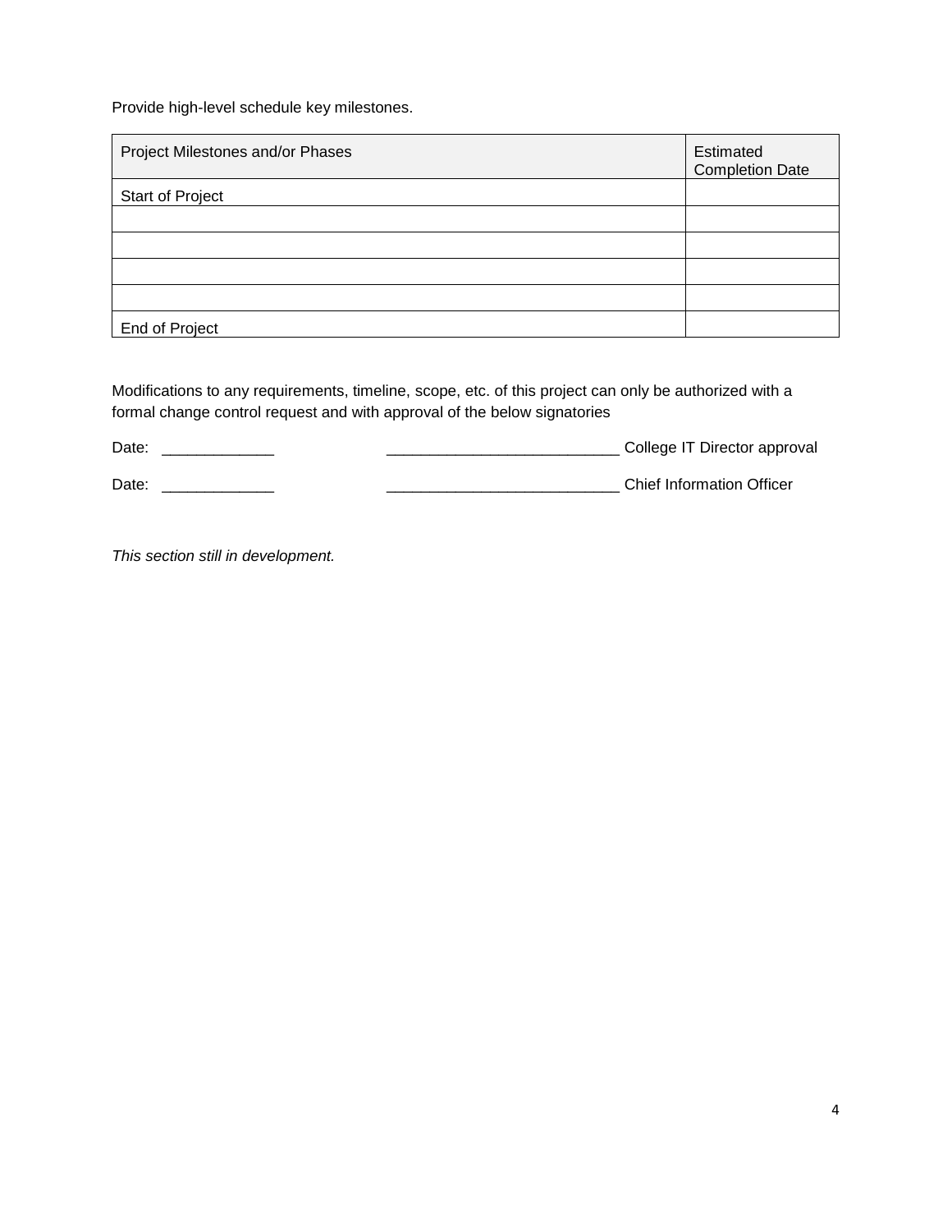Provide high-level schedule key milestones.

| Project Milestones and/or Phases | Estimated Completion Date |
|---|---|
| Start of Project | |
| | |
| | |
| | |
| | |
| End of Project | |

Modifications to any requirements, timeline, scope, etc. of this project can only be authorized with a formal change control request and with approval of the below signatories

Date: _____________ ___________________________ College IT Director approval

Date: _____________ ___________________________ Chief Information Officer

*This section still in development.*